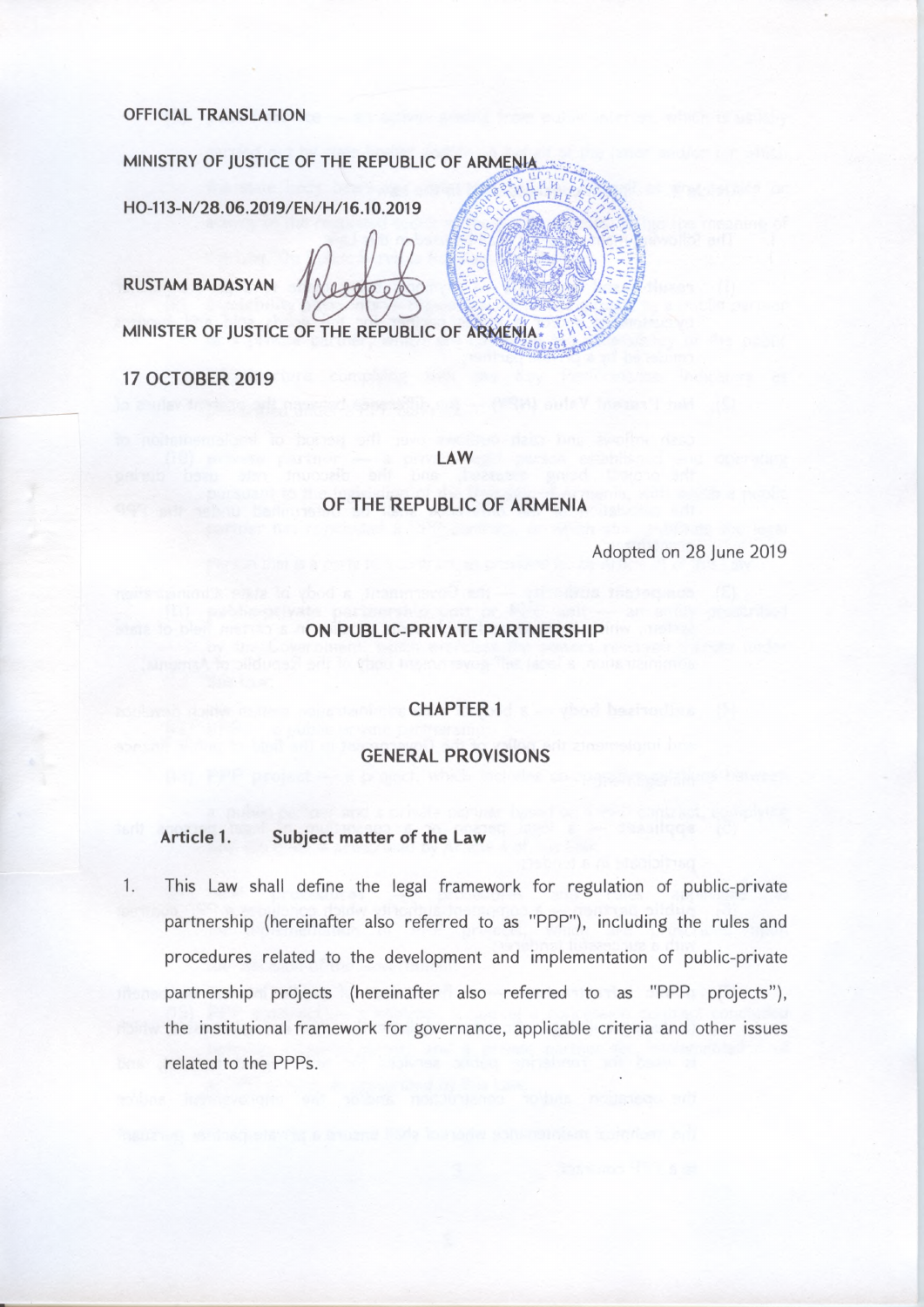OFFICIAL TRANSLATION

MINISTRY OF JUSTICE OF THE REPUBLIC OF ARMENIA

HO-113-N/28.06.2019/EN/H/16.10.2019

RUSTAM BADASYAN

MINISTER OF JUSTICE OF THE REPUBLIC OF ARMENIA

17 OCTOBER 2019

# LAW

# OF THE REPUBLIC OF ARMENIA

Adopted on 28 June 2019

# ON PUBLIC-PRIVATE PARTNERSHIP

## CHAPTER 1

## GENERAL PROVISIONS

### Article 1. Subject matter of the Law

1. This Law shall define the legal framework for regulation of public-private partnership (hereinafter also referred to as "PPP"), including the rules and procedures related to the development and implementation of public-private partnership projects (hereinafter also referred to as "PPP projects"), the institutional framework for governance, applicable criteria and other issues related to the PPPs.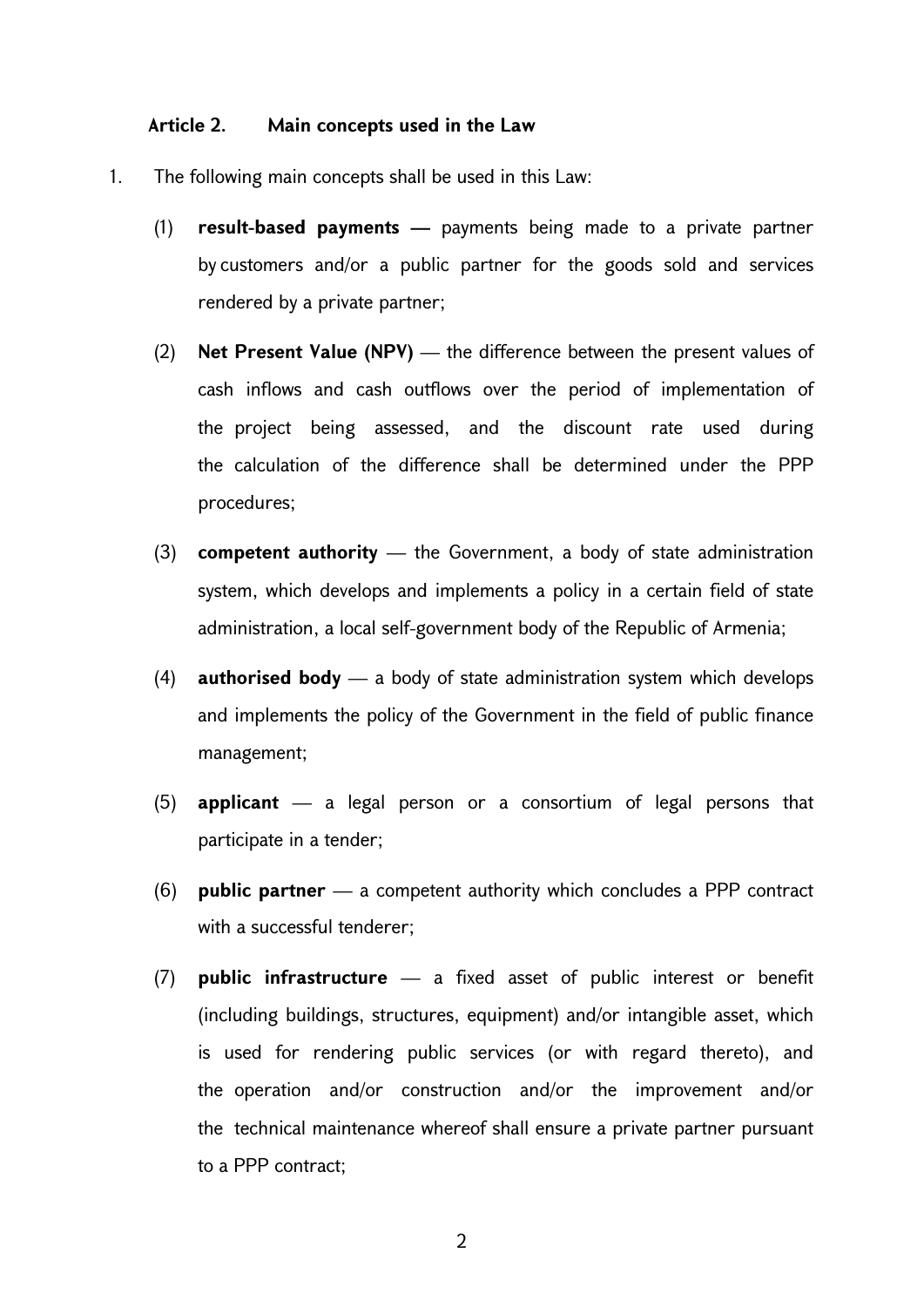### Article 2. Main concepts used in the Law

1. The following main concepts shall be used in this Law:

   (1) **result-based payments —** payments being made to a private partner by customers and/or a public partner for the goods sold and services rendered by a private partner;

   (2) **Net Present Value (NPV)** — the difference between the present values of cash inflows and cash outflows over the period of implementation of the project being assessed, and the discount rate used during the calculation of the difference shall be determined under the PPP procedures;

   (3) **competent authority** — the Government, a body of state administration system, which develops and implements a policy in a certain field of state administration, a local self-government body of the Republic of Armenia;

   (4) **authorised body** — a body of state administration system which develops and implements the policy of the Government in the field of public finance management;

   (5) **applicant** — a legal person or a consortium of legal persons that participate in a tender;

   (6) **public partner** — a competent authority which concludes a PPP contract with a successful tenderer;

   (7) **public infrastructure** — a fixed asset of public interest or benefit (including buildings, structures, equipment) and/or intangible asset, which is used for rendering public services (or with regard thereto), and the operation and/or construction and/or the improvement and/or the technical maintenance whereof shall ensure a private partner pursuant to a PPP contract;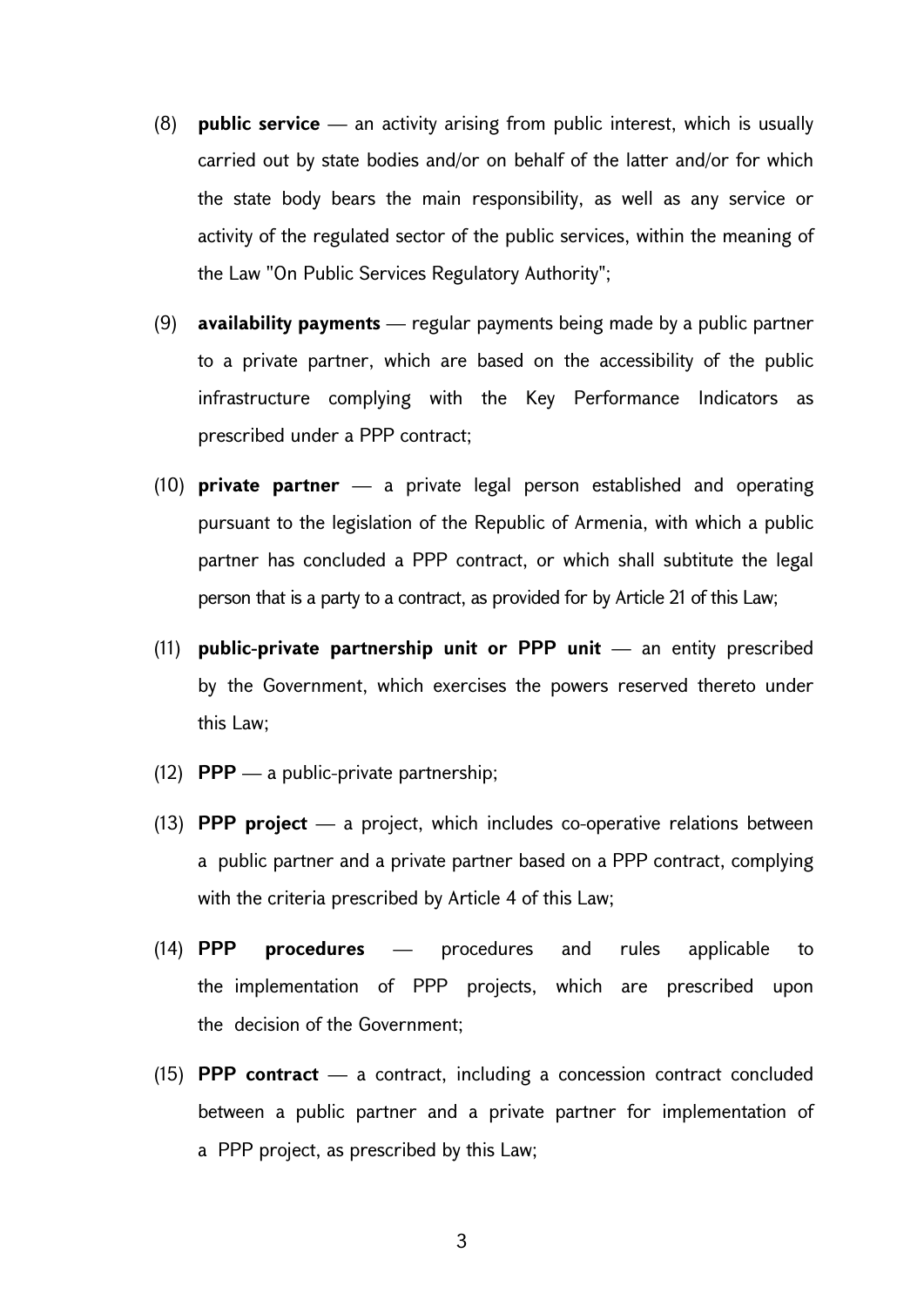(8) **public service** — an activity arising from public interest, which is usually carried out by state bodies and/or on behalf of the latter and/or for which the state body bears the main responsibility, as well as any service or activity of the regulated sector of the public services, within the meaning of the Law "On Public Services Regulatory Authority";

(9) **availability payments** — regular payments being made by a public partner to a private partner, which are based on the accessibility of the public infrastructure complying with the Key Performance Indicators as prescribed under a PPP contract;

(10) **private partner** — a private legal person established and operating pursuant to the legislation of the Republic of Armenia, with which a public partner has concluded a PPP contract, or which shall subtitute the legal person that is a party to a contract, as provided for by Article 21 of this Law;

(11) **public-private partnership unit or PPP unit** — an entity prescribed by the Government, which exercises the powers reserved thereto under this Law;

(12) **PPP** — a public-private partnership;

(13) **PPP project** — a project, which includes co-operative relations between a public partner and a private partner based on a PPP contract, complying with the criteria prescribed by Article 4 of this Law;

(14) **PPP procedures** — procedures and rules applicable to the implementation of PPP projects, which are prescribed upon the decision of the Government;

(15) **PPP contract** — a contract, including a concession contract concluded between a public partner and a private partner for implementation of a PPP project, as prescribed by this Law;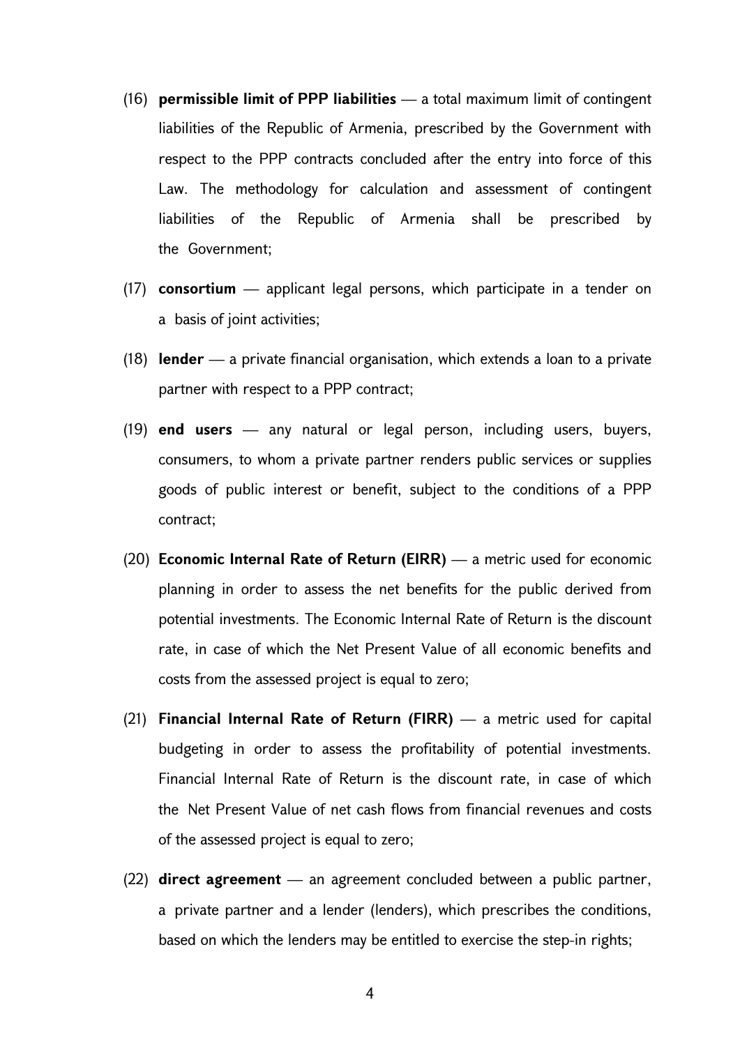(16) **permissible limit of PPP liabilities** — a total maximum limit of contingent liabilities of the Republic of Armenia, prescribed by the Government with respect to the PPP contracts concluded after the entry into force of this Law. The methodology for calculation and assessment of contingent liabilities of the Republic of Armenia shall be prescribed by the Government;

(17) **consortium** — applicant legal persons, which participate in a tender on a basis of joint activities;

(18) **lender** — a private financial organisation, which extends a loan to a private partner with respect to a PPP contract;

(19) **end users** — any natural or legal person, including users, buyers, consumers, to whom a private partner renders public services or supplies goods of public interest or benefit, subject to the conditions of a PPP contract;

(20) **Economic Internal Rate of Return (EIRR)** — a metric used for economic planning in order to assess the net benefits for the public derived from potential investments. The Economic Internal Rate of Return is the discount rate, in case of which the Net Present Value of all economic benefits and costs from the assessed project is equal to zero;

(21) **Financial Internal Rate of Return (FIRR)** — a metric used for capital budgeting in order to assess the profitability of potential investments. Financial Internal Rate of Return is the discount rate, in case of which the Net Present Value of net cash flows from financial revenues and costs of the assessed project is equal to zero;

(22) **direct agreement** — an agreement concluded between a public partner, a private partner and a lender (lenders), which prescribes the conditions, based on which the lenders may be entitled to exercise the step-in rights;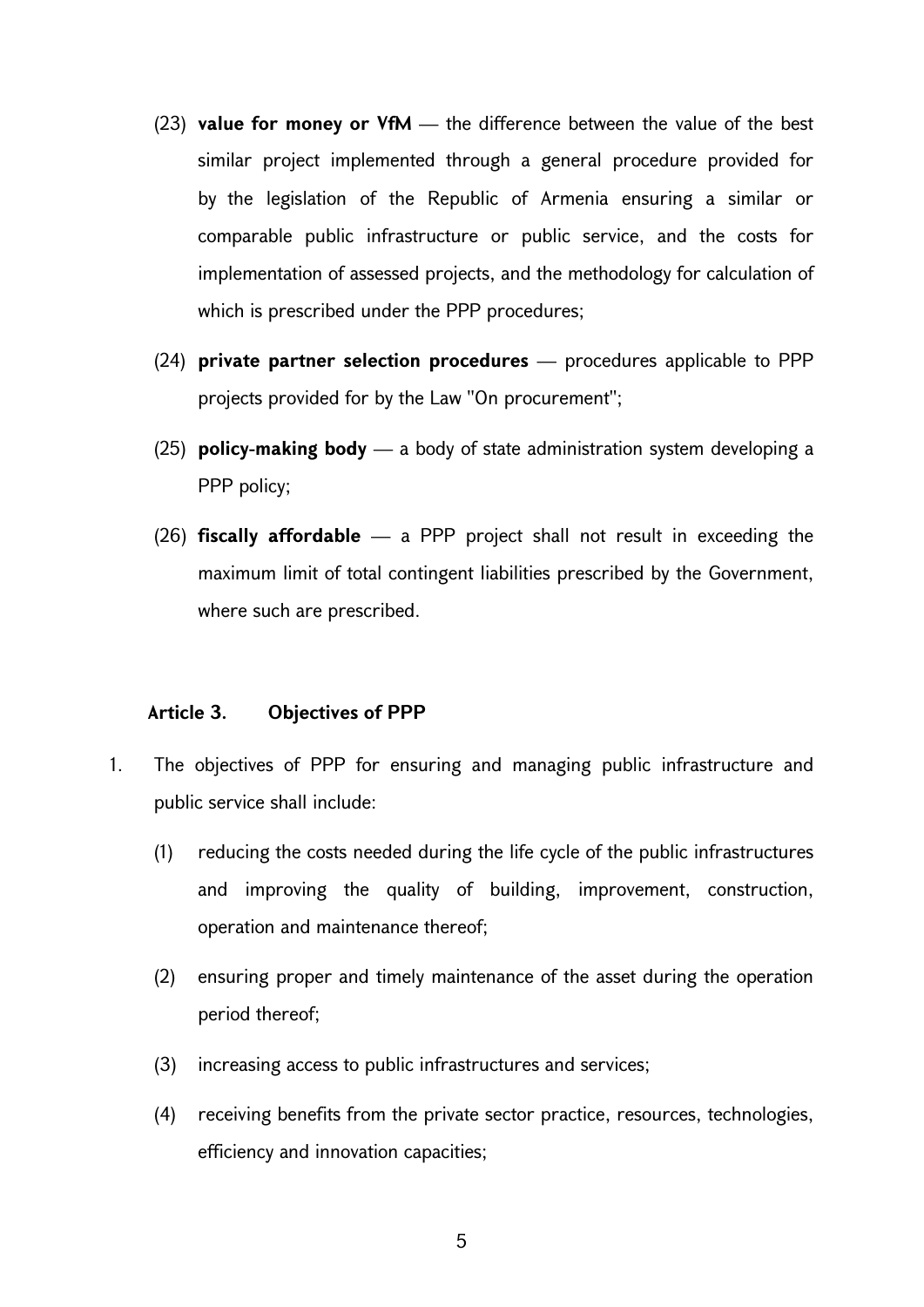(23) **value for money or VfM** — the difference between the value of the best similar project implemented through a general procedure provided for by the legislation of the Republic of Armenia ensuring a similar or comparable public infrastructure or public service, and the costs for implementation of assessed projects, and the methodology for calculation of which is prescribed under the PPP procedures;

(24) **private partner selection procedures** — procedures applicable to PPP projects provided for by the Law "On procurement";

(25) **policy-making body** — a body of state administration system developing a PPP policy;

(26) **fiscally affordable** — a PPP project shall not result in exceeding the maximum limit of total contingent liabilities prescribed by the Government, where such are prescribed.

### Article 3. Objectives of PPP

1. The objectives of PPP for ensuring and managing public infrastructure and public service shall include:

   (1) reducing the costs needed during the life cycle of the public infrastructures and improving the quality of building, improvement, construction, operation and maintenance thereof;

   (2) ensuring proper and timely maintenance of the asset during the operation period thereof;

   (3) increasing access to public infrastructures and services;

   (4) receiving benefits from the private sector practice, resources, technologies, efficiency and innovation capacities;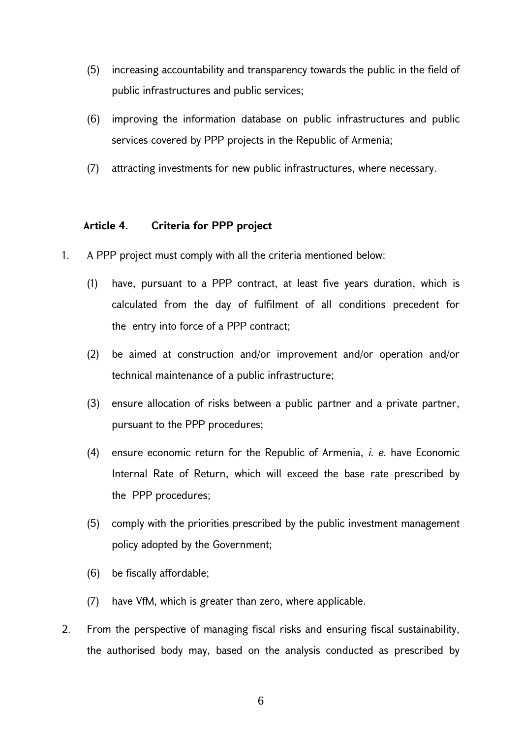(5) increasing accountability and transparency towards the public in the field of public infrastructures and public services;

(6) improving the information database on public infrastructures and public services covered by PPP projects in the Republic of Armenia;

(7) attracting investments for new public infrastructures, where necessary.

### Article 4. Criteria for PPP project

1. A PPP project must comply with all the criteria mentioned below:

    (1) have, pursuant to a PPP contract, at least five years duration, which is calculated from the day of fulfilment of all conditions precedent for the entry into force of a PPP contract;

    (2) be aimed at construction and/or improvement and/or operation and/or technical maintenance of a public infrastructure;

    (3) ensure allocation of risks between a public partner and a private partner, pursuant to the PPP procedures;

    (4) ensure economic return for the Republic of Armenia, *i. e.* have Economic Internal Rate of Return, which will exceed the base rate prescribed by the PPP procedures;

    (5) comply with the priorities prescribed by the public investment management policy adopted by the Government;

    (6) be fiscally affordable;

    (7) have VfM, which is greater than zero, where applicable.

2. From the perspective of managing fiscal risks and ensuring fiscal sustainability, the authorised body may, based on the analysis conducted as prescribed by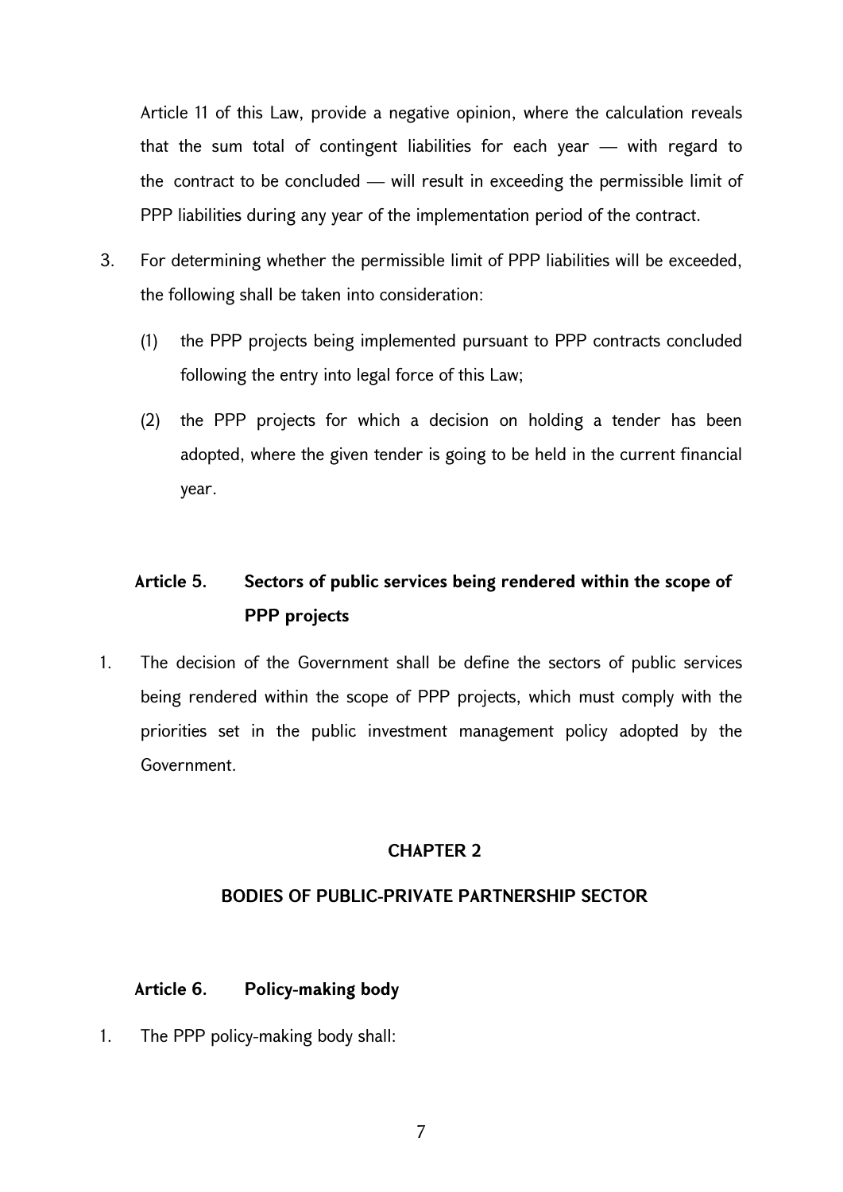Article 11 of this Law, provide a negative opinion, where the calculation reveals that the sum total of contingent liabilities for each year — with regard to the contract to be concluded — will result in exceeding the permissible limit of PPP liabilities during any year of the implementation period of the contract.

3. For determining whether the permissible limit of PPP liabilities will be exceeded, the following shall be taken into consideration:

   (1) the PPP projects being implemented pursuant to PPP contracts concluded following the entry into legal force of this Law;

   (2) the PPP projects for which a decision on holding a tender has been adopted, where the given tender is going to be held in the current financial year.

### Article 5. Sectors of public services being rendered within the scope of PPP projects

1. The decision of the Government shall be define the sectors of public services being rendered within the scope of PPP projects, which must comply with the priorities set in the public investment management policy adopted by the Government.

## CHAPTER 2

## BODIES OF PUBLIC-PRIVATE PARTNERSHIP SECTOR

### Article 6. Policy-making body

1. The PPP policy-making body shall: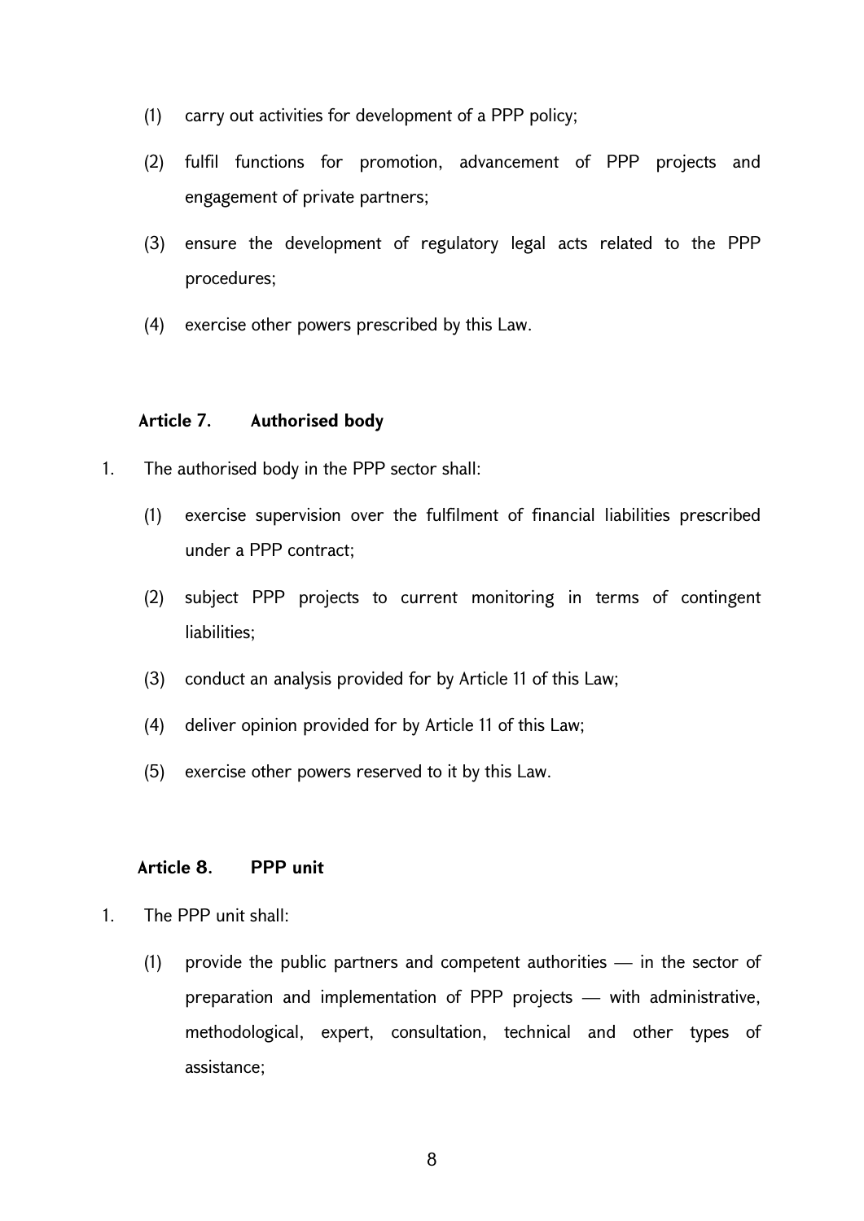(1) carry out activities for development of a PPP policy;

(2) fulfil functions for promotion, advancement of PPP projects and engagement of private partners;

(3) ensure the development of regulatory legal acts related to the PPP procedures;

(4) exercise other powers prescribed by this Law.

### Article 7. Authorised body

1. The authorised body in the PPP sector shall:

   (1) exercise supervision over the fulfilment of financial liabilities prescribed under a PPP contract;

   (2) subject PPP projects to current monitoring in terms of contingent liabilities;

   (3) conduct an analysis provided for by Article 11 of this Law;

   (4) deliver opinion provided for by Article 11 of this Law;

   (5) exercise other powers reserved to it by this Law.

### Article 8. PPP unit

1. The PPP unit shall:

   (1) provide the public partners and competent authorities — in the sector of preparation and implementation of PPP projects — with administrative, methodological, expert, consultation, technical and other types of assistance;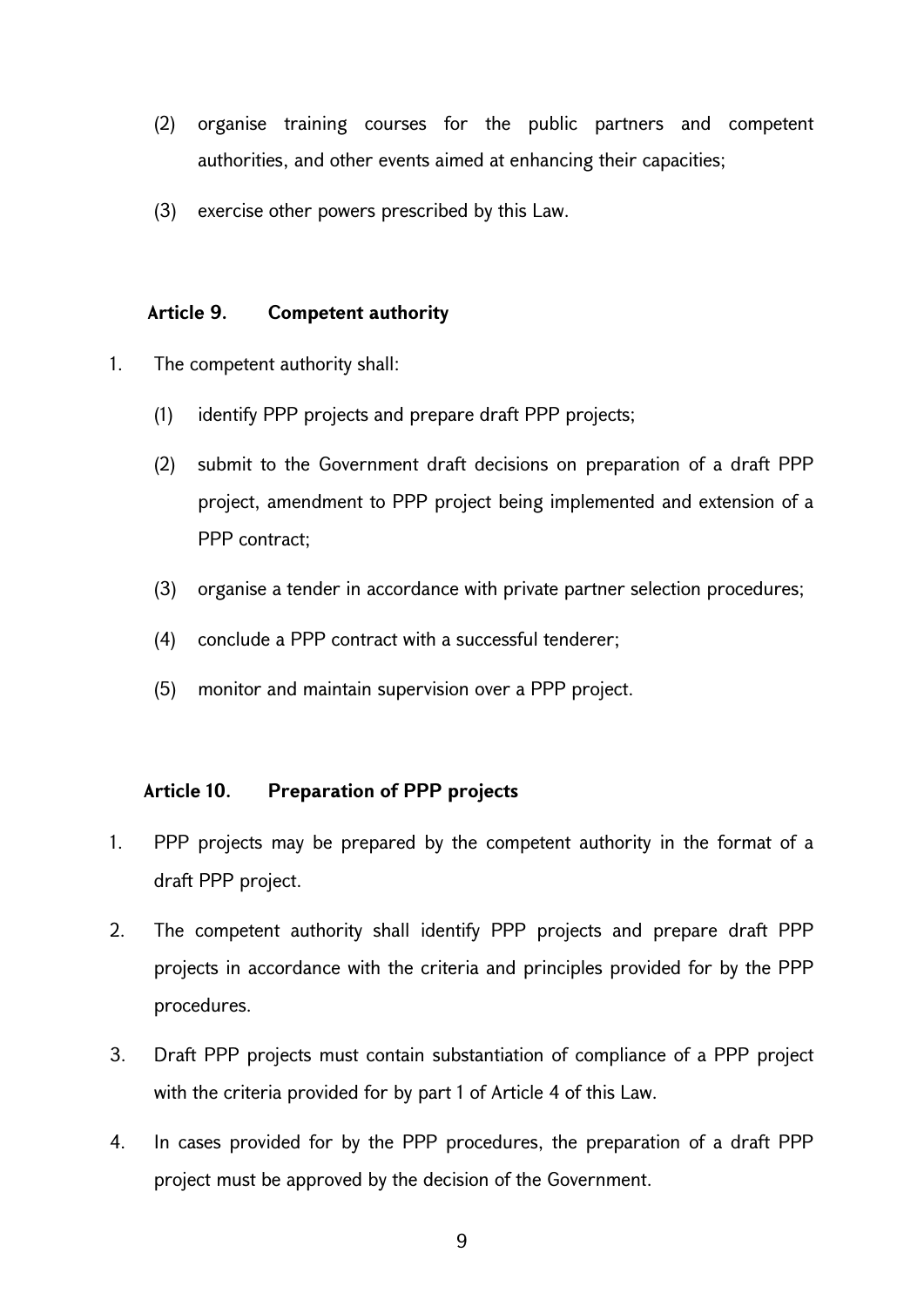(2) organise training courses for the public partners and competent authorities, and other events aimed at enhancing their capacities;

(3) exercise other powers prescribed by this Law.

### Article 9. Competent authority

1. The competent authority shall:

   (1) identify PPP projects and prepare draft PPP projects;

   (2) submit to the Government draft decisions on preparation of a draft PPP project, amendment to PPP project being implemented and extension of a PPP contract;

   (3) organise a tender in accordance with private partner selection procedures;

   (4) conclude a PPP contract with a successful tenderer;

   (5) monitor and maintain supervision over a PPP project.

### Article 10. Preparation of PPP projects

1. PPP projects may be prepared by the competent authority in the format of a draft PPP project.

2. The competent authority shall identify PPP projects and prepare draft PPP projects in accordance with the criteria and principles provided for by the PPP procedures.

3. Draft PPP projects must contain substantiation of compliance of a PPP project with the criteria provided for by part 1 of Article 4 of this Law.

4. In cases provided for by the PPP procedures, the preparation of a draft PPP project must be approved by the decision of the Government.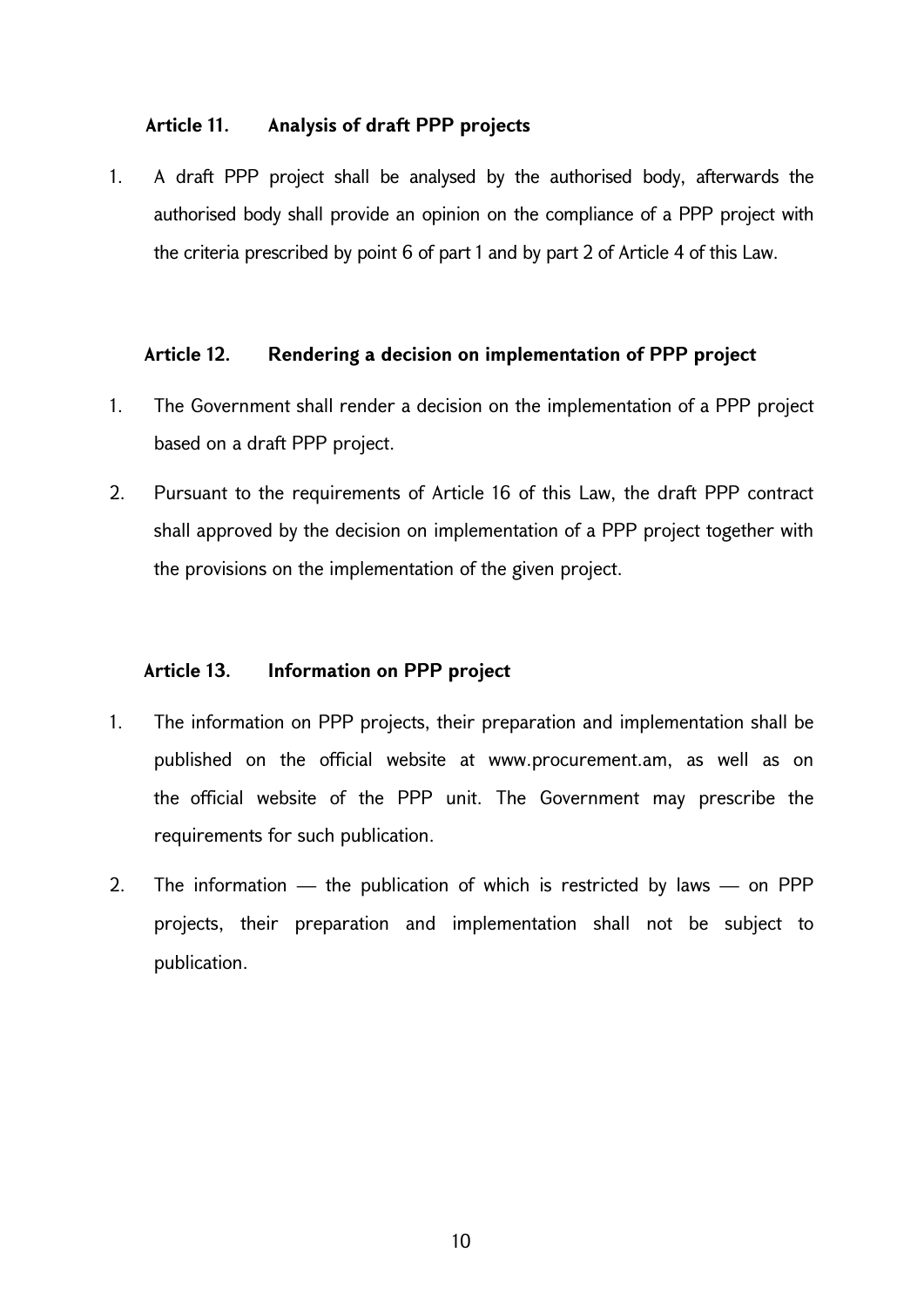### Article 11. Analysis of draft PPP projects

1. A draft PPP project shall be analysed by the authorised body, afterwards the authorised body shall provide an opinion on the compliance of a PPP project with the criteria prescribed by point 6 of part 1 and by part 2 of Article 4 of this Law.

### Article 12. Rendering a decision on implementation of PPP project

1. The Government shall render a decision on the implementation of a PPP project based on a draft PPP project.
2. Pursuant to the requirements of Article 16 of this Law, the draft PPP contract shall approved by the decision on implementation of a PPP project together with the provisions on the implementation of the given project.

### Article 13. Information on PPP project

1. The information on PPP projects, their preparation and implementation shall be published on the official website at www.procurement.am, as well as on the official website of the PPP unit. The Government may prescribe the requirements for such publication.
2. The information — the publication of which is restricted by laws — on PPP projects, their preparation and implementation shall not be subject to publication.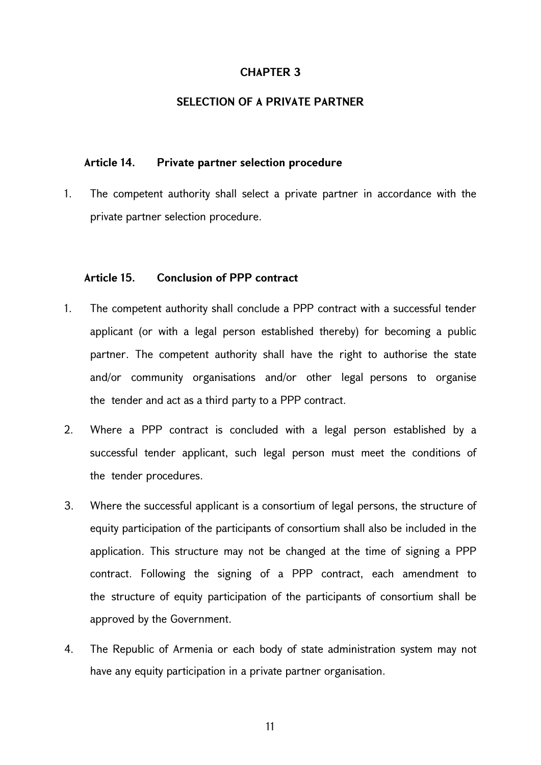# CHAPTER 3

## SELECTION OF A PRIVATE PARTNER

### Article 14. Private partner selection procedure

1. The competent authority shall select a private partner in accordance with the private partner selection procedure.

### Article 15. Conclusion of PPP contract

1. The competent authority shall conclude a PPP contract with a successful tender applicant (or with a legal person established thereby) for becoming a public partner. The competent authority shall have the right to authorise the state and/or community organisations and/or other legal persons to organise the tender and act as a third party to a PPP contract.
2. Where a PPP contract is concluded with a legal person established by a successful tender applicant, such legal person must meet the conditions of the tender procedures.
3. Where the successful applicant is a consortium of legal persons, the structure of equity participation of the participants of consortium shall also be included in the application. This structure may not be changed at the time of signing a PPP contract. Following the signing of a PPP contract, each amendment to the structure of equity participation of the participants of consortium shall be approved by the Government.
4. The Republic of Armenia or each body of state administration system may not have any equity participation in a private partner organisation.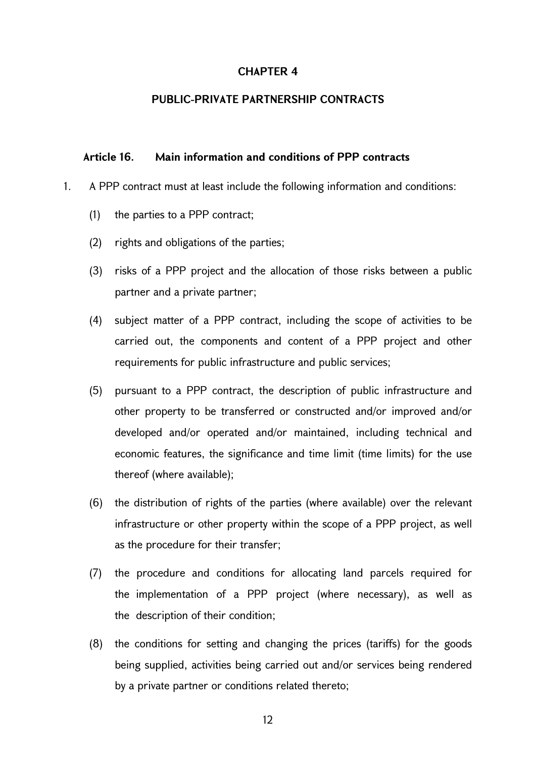# CHAPTER 4

# PUBLIC-PRIVATE PARTNERSHIP CONTRACTS

## Article 16. Main information and conditions of PPP contracts

1. A PPP contract must at least include the following information and conditions:

   (1) the parties to a PPP contract;

   (2) rights and obligations of the parties;

   (3) risks of a PPP project and the allocation of those risks between a public partner and a private partner;

   (4) subject matter of a PPP contract, including the scope of activities to be carried out, the components and content of a PPP project and other requirements for public infrastructure and public services;

   (5) pursuant to a PPP contract, the description of public infrastructure and other property to be transferred or constructed and/or improved and/or developed and/or operated and/or maintained, including technical and economic features, the significance and time limit (time limits) for the use thereof (where available);

   (6) the distribution of rights of the parties (where available) over the relevant infrastructure or other property within the scope of a PPP project, as well as the procedure for their transfer;

   (7) the procedure and conditions for allocating land parcels required for the implementation of a PPP project (where necessary), as well as the description of their condition;

   (8) the conditions for setting and changing the prices (tariffs) for the goods being supplied, activities being carried out and/or services being rendered by a private partner or conditions related thereto;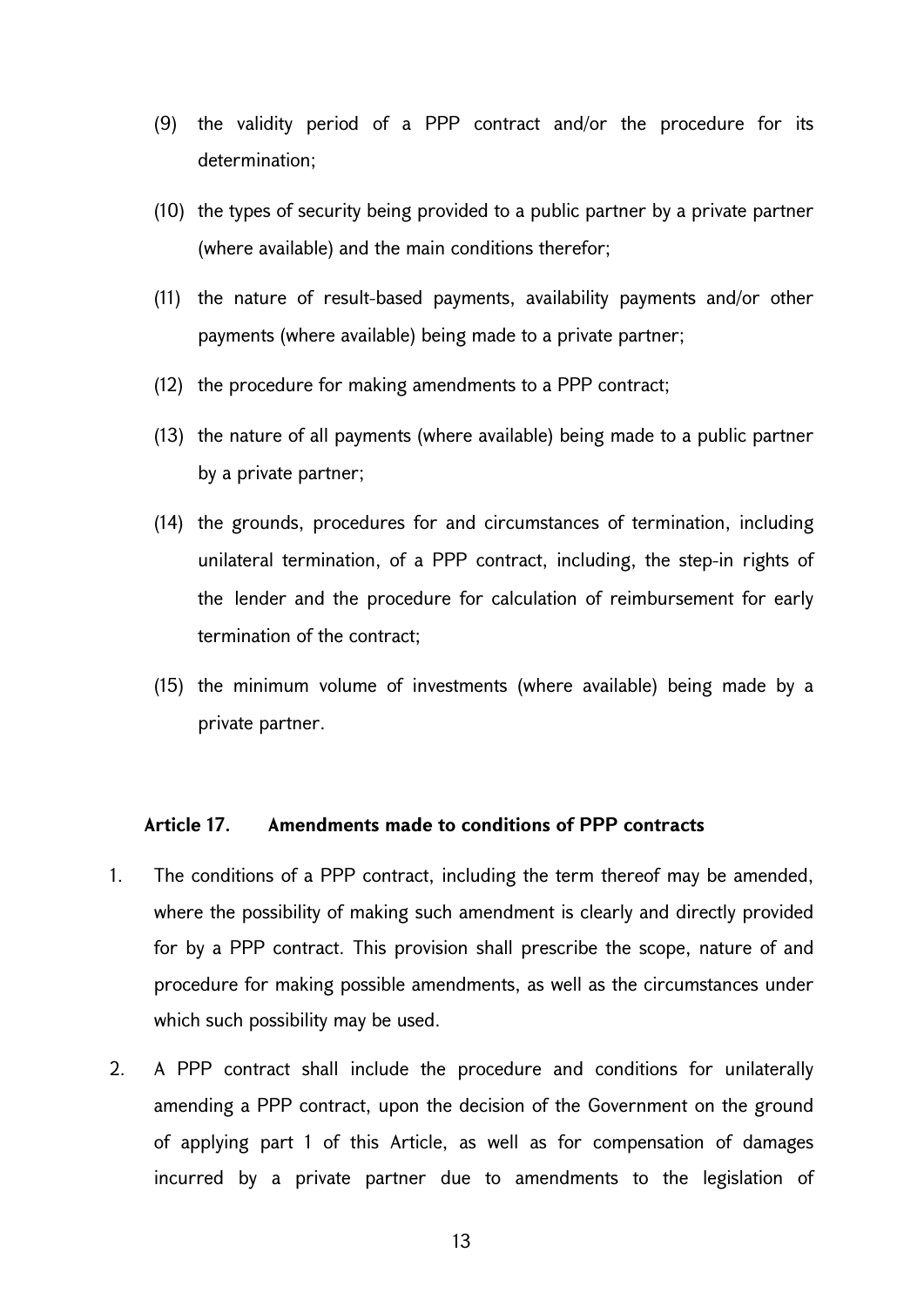(9) the validity period of a PPP contract and/or the procedure for its determination;

(10) the types of security being provided to a public partner by a private partner (where available) and the main conditions therefor;

(11) the nature of result-based payments, availability payments and/or other payments (where available) being made to a private partner;

(12) the procedure for making amendments to a PPP contract;

(13) the nature of all payments (where available) being made to a public partner by a private partner;

(14) the grounds, procedures for and circumstances of termination, including unilateral termination, of a PPP contract, including, the step-in rights of the lender and the procedure for calculation of reimbursement for early termination of the contract;

(15) the minimum volume of investments (where available) being made by a private partner.

### Article 17. Amendments made to conditions of PPP contracts

1. The conditions of a PPP contract, including the term thereof may be amended, where the possibility of making such amendment is clearly and directly provided for by a PPP contract. This provision shall prescribe the scope, nature of and procedure for making possible amendments, as well as the circumstances under which such possibility may be used.

2. A PPP contract shall include the procedure and conditions for unilaterally amending a PPP contract, upon the decision of the Government on the ground of applying part 1 of this Article, as well as for compensation of damages incurred by a private partner due to amendments to the legislation of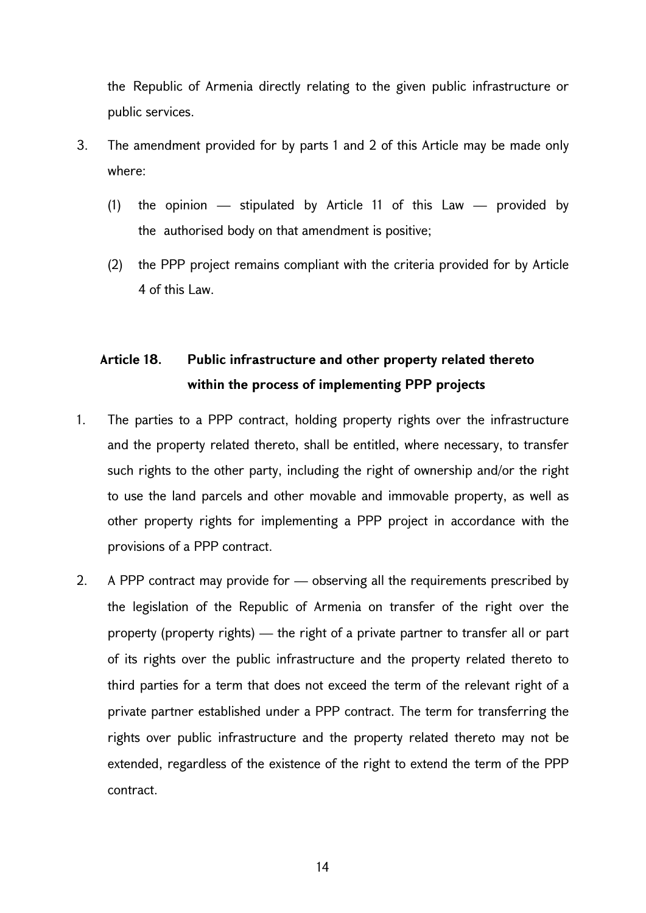the Republic of Armenia directly relating to the given public infrastructure or public services.

3. The amendment provided for by parts 1 and 2 of this Article may be made only where:

   (1) the opinion — stipulated by Article 11 of this Law — provided by the authorised body on that amendment is positive;

   (2) the PPP project remains compliant with the criteria provided for by Article 4 of this Law.

### Article 18. Public infrastructure and other property related thereto within the process of implementing PPP projects

1. The parties to a PPP contract, holding property rights over the infrastructure and the property related thereto, shall be entitled, where necessary, to transfer such rights to the other party, including the right of ownership and/or the right to use the land parcels and other movable and immovable property, as well as other property rights for implementing a PPP project in accordance with the provisions of a PPP contract.

2. A PPP contract may provide for — observing all the requirements prescribed by the legislation of the Republic of Armenia on transfer of the right over the property (property rights) — the right of a private partner to transfer all or part of its rights over the public infrastructure and the property related thereto to third parties for a term that does not exceed the term of the relevant right of a private partner established under a PPP contract. The term for transferring the rights over public infrastructure and the property related thereto may not be extended, regardless of the existence of the right to extend the term of the PPP contract.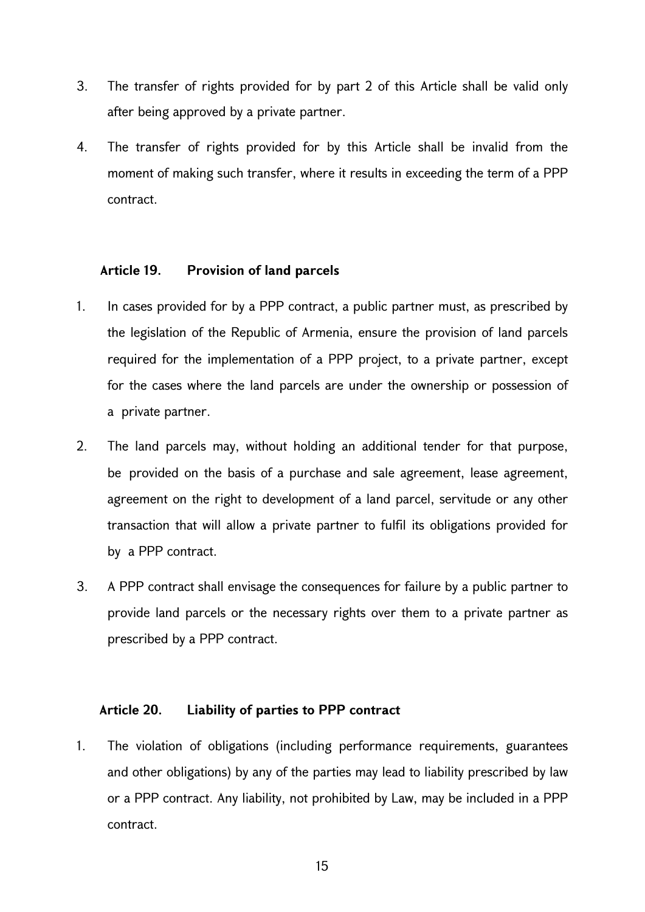3. The transfer of rights provided for by part 2 of this Article shall be valid only after being approved by a private partner.

4. The transfer of rights provided for by this Article shall be invalid from the moment of making such transfer, where it results in exceeding the term of a PPP contract.

### Article 19. Provision of land parcels

1. In cases provided for by a PPP contract, a public partner must, as prescribed by the legislation of the Republic of Armenia, ensure the provision of land parcels required for the implementation of a PPP project, to a private partner, except for the cases where the land parcels are under the ownership or possession of a private partner.

2. The land parcels may, without holding an additional tender for that purpose, be provided on the basis of a purchase and sale agreement, lease agreement, agreement on the right to development of a land parcel, servitude or any other transaction that will allow a private partner to fulfil its obligations provided for by a PPP contract.

3. A PPP contract shall envisage the consequences for failure by a public partner to provide land parcels or the necessary rights over them to a private partner as prescribed by a PPP contract.

### Article 20. Liability of parties to PPP contract

1. The violation of obligations (including performance requirements, guarantees and other obligations) by any of the parties may lead to liability prescribed by law or a PPP contract. Any liability, not prohibited by Law, may be included in a PPP contract.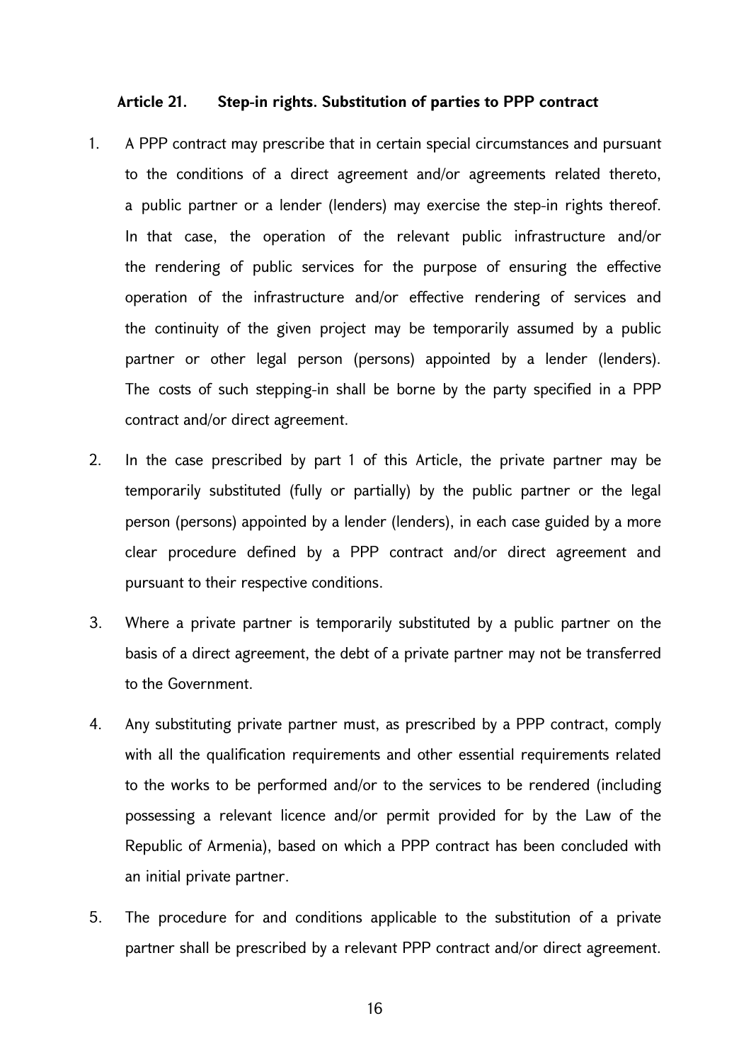### Article 21. Step-in rights. Substitution of parties to PPP contract

1. A PPP contract may prescribe that in certain special circumstances and pursuant to the conditions of a direct agreement and/or agreements related thereto, a public partner or a lender (lenders) may exercise the step-in rights thereof. In that case, the operation of the relevant public infrastructure and/or the rendering of public services for the purpose of ensuring the effective operation of the infrastructure and/or effective rendering of services and the continuity of the given project may be temporarily assumed by a public partner or other legal person (persons) appointed by a lender (lenders). The costs of such stepping-in shall be borne by the party specified in a PPP contract and/or direct agreement.

2. In the case prescribed by part 1 of this Article, the private partner may be temporarily substituted (fully or partially) by the public partner or the legal person (persons) appointed by a lender (lenders), in each case guided by a more clear procedure defined by a PPP contract and/or direct agreement and pursuant to their respective conditions.

3. Where a private partner is temporarily substituted by a public partner on the basis of a direct agreement, the debt of a private partner may not be transferred to the Government.

4. Any substituting private partner must, as prescribed by a PPP contract, comply with all the qualification requirements and other essential requirements related to the works to be performed and/or to the services to be rendered (including possessing a relevant licence and/or permit provided for by the Law of the Republic of Armenia), based on which a PPP contract has been concluded with an initial private partner.

5. The procedure for and conditions applicable to the substitution of a private partner shall be prescribed by a relevant PPP contract and/or direct agreement.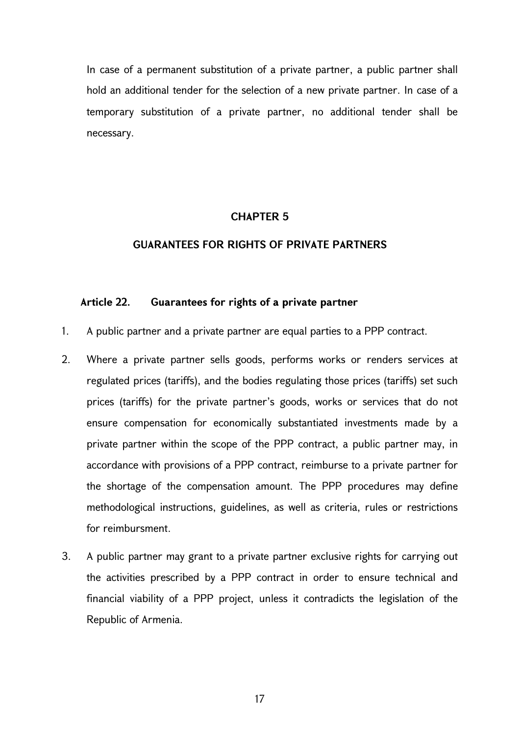In case of a permanent substitution of a private partner, a public partner shall hold an additional tender for the selection of a new private partner. In case of a temporary substitution of a private partner, no additional tender shall be necessary.

## CHAPTER 5

## GUARANTEES FOR RIGHTS OF PRIVATE PARTNERS

### Article 22. Guarantees for rights of a private partner

1. A public partner and a private partner are equal parties to a PPP contract.
2. Where a private partner sells goods, performs works or renders services at regulated prices (tariffs), and the bodies regulating those prices (tariffs) set such prices (tariffs) for the private partner's goods, works or services that do not ensure compensation for economically substantiated investments made by a private partner within the scope of the PPP contract, a public partner may, in accordance with provisions of a PPP contract, reimburse to a private partner for the shortage of the compensation amount. The PPP procedures may define methodological instructions, guidelines, as well as criteria, rules or restrictions for reimbursment.
3. A public partner may grant to a private partner exclusive rights for carrying out the activities prescribed by a PPP contract in order to ensure technical and financial viability of a PPP project, unless it contradicts the legislation of the Republic of Armenia.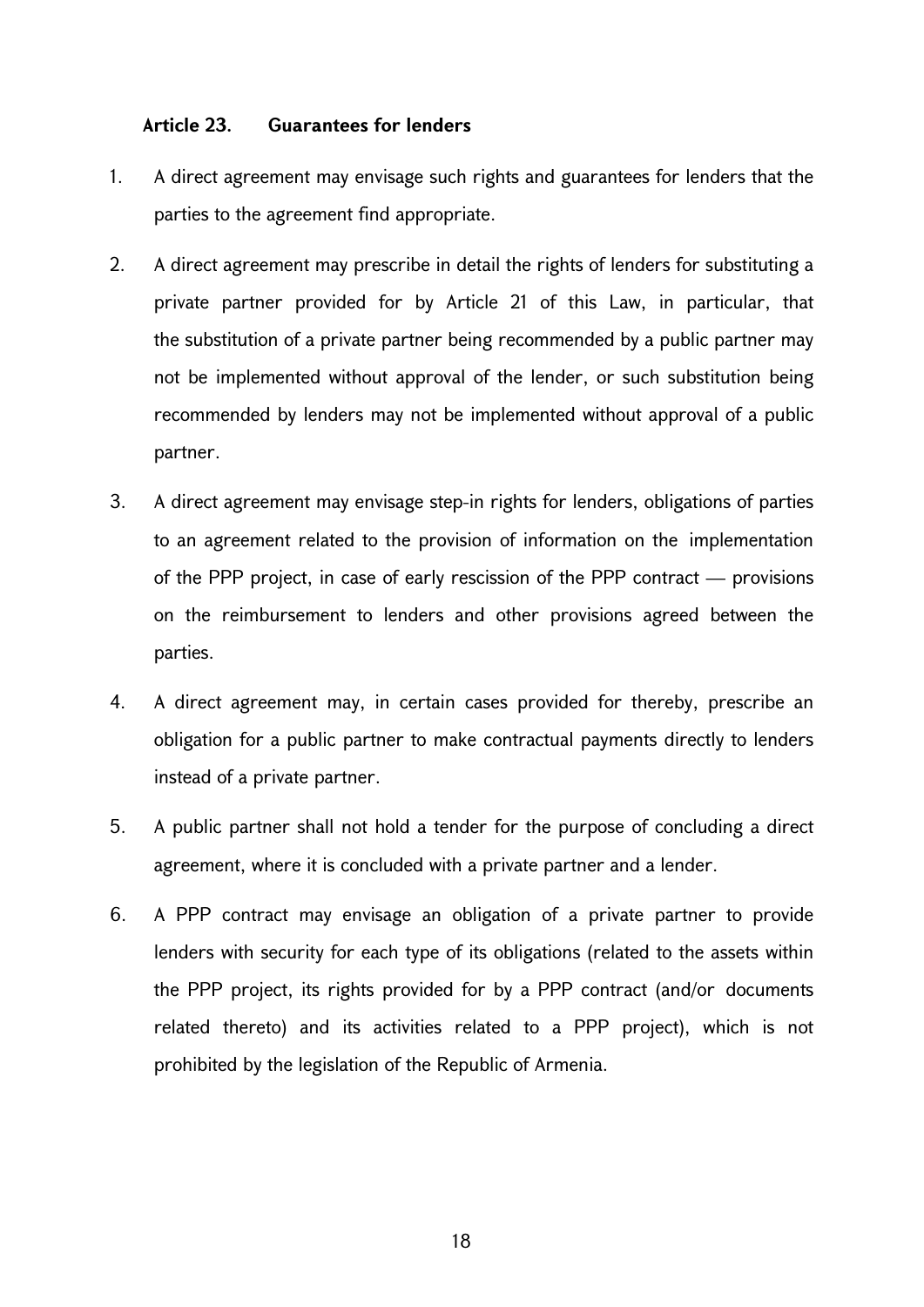### Article 23. Guarantees for lenders

1. A direct agreement may envisage such rights and guarantees for lenders that the parties to the agreement find appropriate.
2. A direct agreement may prescribe in detail the rights of lenders for substituting a private partner provided for by Article 21 of this Law, in particular, that the substitution of a private partner being recommended by a public partner may not be implemented without approval of the lender, or such substitution being recommended by lenders may not be implemented without approval of a public partner.
3. A direct agreement may envisage step-in rights for lenders, obligations of parties to an agreement related to the provision of information on the implementation of the PPP project, in case of early rescission of the PPP contract — provisions on the reimbursement to lenders and other provisions agreed between the parties.
4. A direct agreement may, in certain cases provided for thereby, prescribe an obligation for a public partner to make contractual payments directly to lenders instead of a private partner.
5. A public partner shall not hold a tender for the purpose of concluding a direct agreement, where it is concluded with a private partner and a lender.
6. A PPP contract may envisage an obligation of a private partner to provide lenders with security for each type of its obligations (related to the assets within the PPP project, its rights provided for by a PPP contract (and/or documents related thereto) and its activities related to a PPP project), which is not prohibited by the legislation of the Republic of Armenia.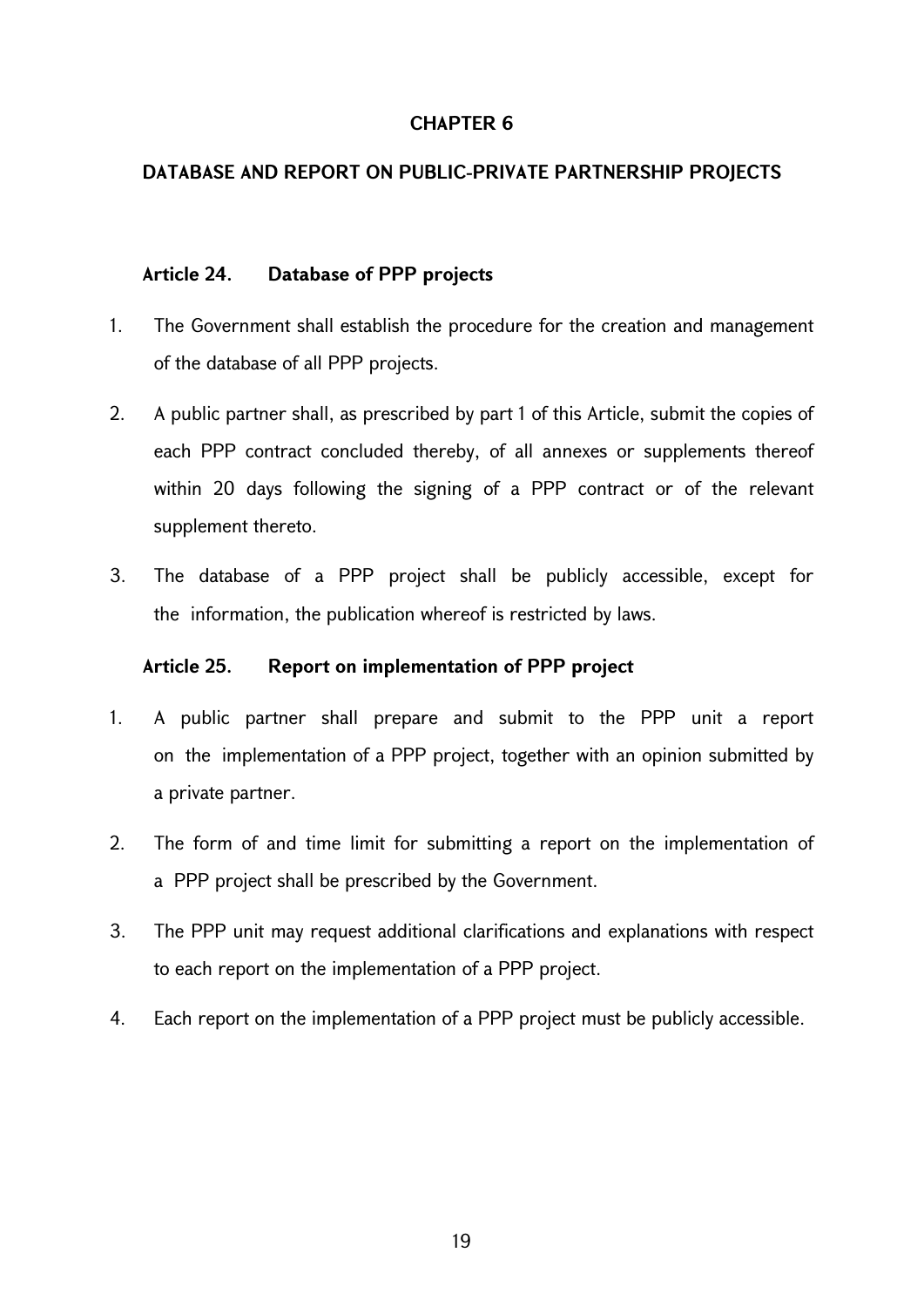# CHAPTER 6

## DATABASE AND REPORT ON PUBLIC-PRIVATE PARTNERSHIP PROJECTS

### Article 24. Database of PPP projects

1. The Government shall establish the procedure for the creation and management of the database of all PPP projects.
2. A public partner shall, as prescribed by part 1 of this Article, submit the copies of each PPP contract concluded thereby, of all annexes or supplements thereof within 20 days following the signing of a PPP contract or of the relevant supplement thereto.
3. The database of a PPP project shall be publicly accessible, except for the information, the publication whereof is restricted by laws.

### Article 25. Report on implementation of PPP project

1. A public partner shall prepare and submit to the PPP unit a report on the implementation of a PPP project, together with an opinion submitted by a private partner.
2. The form of and time limit for submitting a report on the implementation of a PPP project shall be prescribed by the Government.
3. The PPP unit may request additional clarifications and explanations with respect to each report on the implementation of a PPP project.
4. Each report on the implementation of a PPP project must be publicly accessible.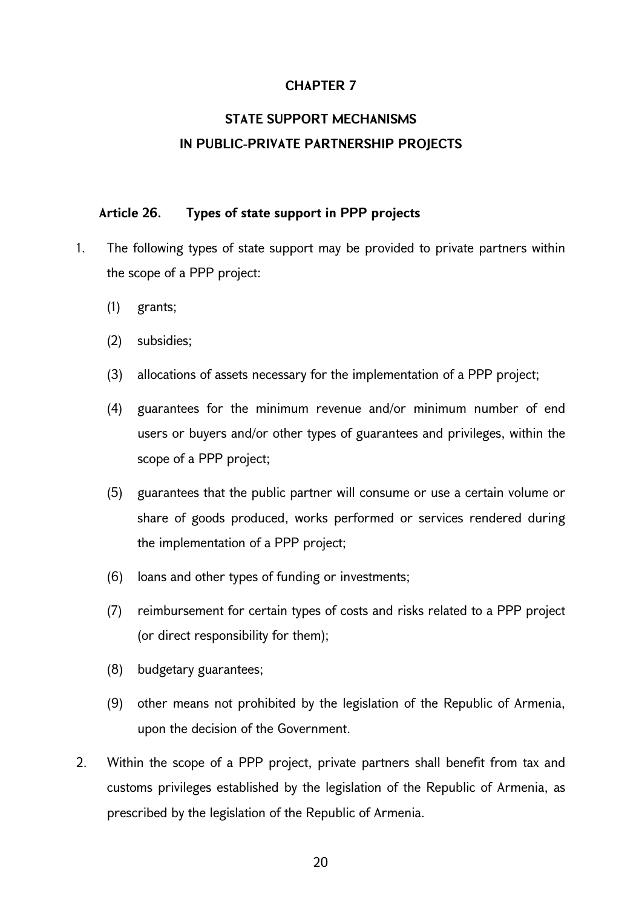# CHAPTER 7

# STATE SUPPORT MECHANISMS IN PUBLIC-PRIVATE PARTNERSHIP PROJECTS

### Article 26. Types of state support in PPP projects

1. The following types of state support may be provided to private partners within the scope of a PPP project:

   (1) grants;

   (2) subsidies;

   (3) allocations of assets necessary for the implementation of a PPP project;

   (4) guarantees for the minimum revenue and/or minimum number of end users or buyers and/or other types of guarantees and privileges, within the scope of a PPP project;

   (5) guarantees that the public partner will consume or use a certain volume or share of goods produced, works performed or services rendered during the implementation of a PPP project;

   (6) loans and other types of funding or investments;

   (7) reimbursement for certain types of costs and risks related to a PPP project (or direct responsibility for them);

   (8) budgetary guarantees;

   (9) other means not prohibited by the legislation of the Republic of Armenia, upon the decision of the Government.

2. Within the scope of a PPP project, private partners shall benefit from tax and customs privileges established by the legislation of the Republic of Armenia, as prescribed by the legislation of the Republic of Armenia.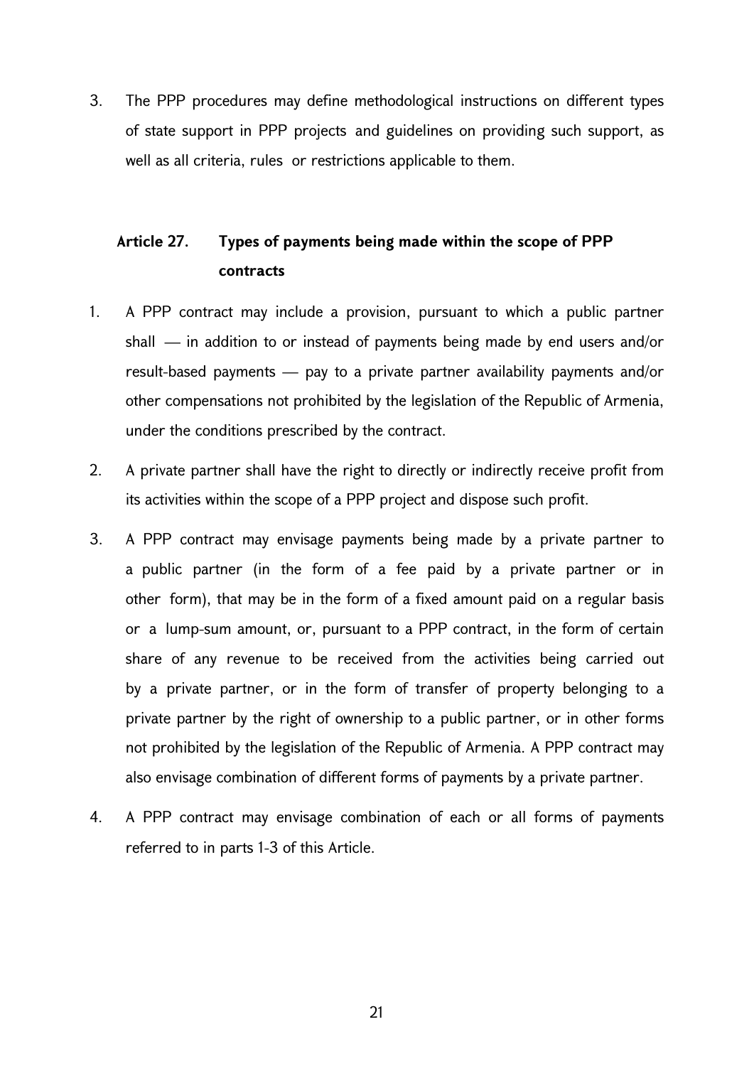3. The PPP procedures may define methodological instructions on different types of state support in PPP projects and guidelines on providing such support, as well as all criteria, rules or restrictions applicable to them.

## Article 27. Types of payments being made within the scope of PPP contracts

1. A PPP contract may include a provision, pursuant to which a public partner shall — in addition to or instead of payments being made by end users and/or result-based payments — pay to a private partner availability payments and/or other compensations not prohibited by the legislation of the Republic of Armenia, under the conditions prescribed by the contract.
2. A private partner shall have the right to directly or indirectly receive profit from its activities within the scope of a PPP project and dispose such profit.
3. A PPP contract may envisage payments being made by a private partner to a public partner (in the form of a fee paid by a private partner or in other form), that may be in the form of a fixed amount paid on a regular basis or a lump-sum amount, or, pursuant to a PPP contract, in the form of certain share of any revenue to be received from the activities being carried out by a private partner, or in the form of transfer of property belonging to a private partner by the right of ownership to a public partner, or in other forms not prohibited by the legislation of the Republic of Armenia. A PPP contract may also envisage combination of different forms of payments by a private partner.
4. A PPP contract may envisage combination of each or all forms of payments referred to in parts 1-3 of this Article.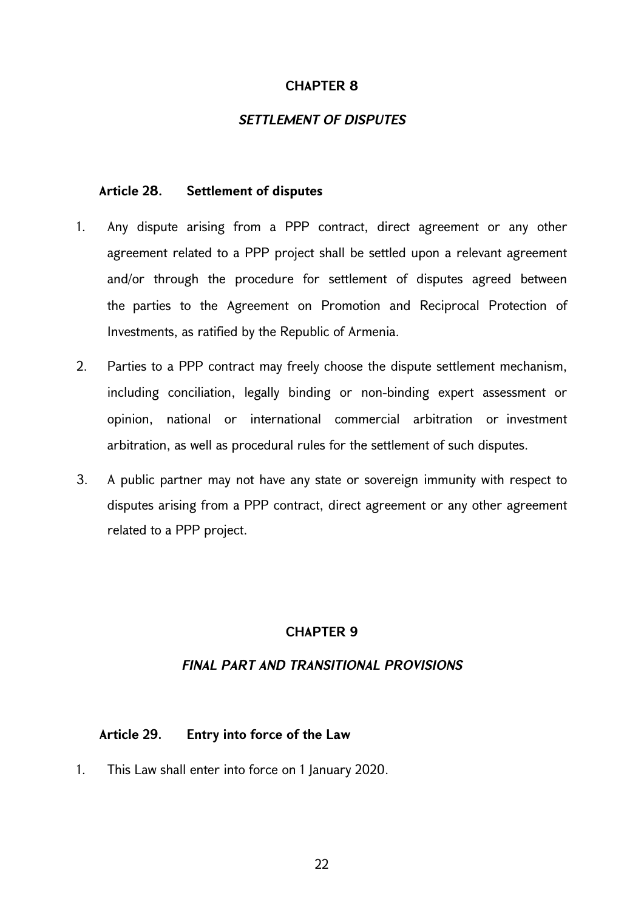## CHAPTER 8

### *SETTLEMENT OF DISPUTES*

**Article 28. Settlement of disputes**

1. Any dispute arising from a PPP contract, direct agreement or any other agreement related to a PPP project shall be settled upon a relevant agreement and/or through the procedure for settlement of disputes agreed between the parties to the Agreement on Promotion and Reciprocal Protection of Investments, as ratified by the Republic of Armenia.
2. Parties to a PPP contract may freely choose the dispute settlement mechanism, including conciliation, legally binding or non-binding expert assessment or opinion, national or international commercial arbitration or investment arbitration, as well as procedural rules for the settlement of such disputes.
3. A public partner may not have any state or sovereign immunity with respect to disputes arising from a PPP contract, direct agreement or any other agreement related to a PPP project.

## CHAPTER 9

### *FINAL PART AND TRANSITIONAL PROVISIONS*

**Article 29. Entry into force of the Law**

1. This Law shall enter into force on 1 January 2020.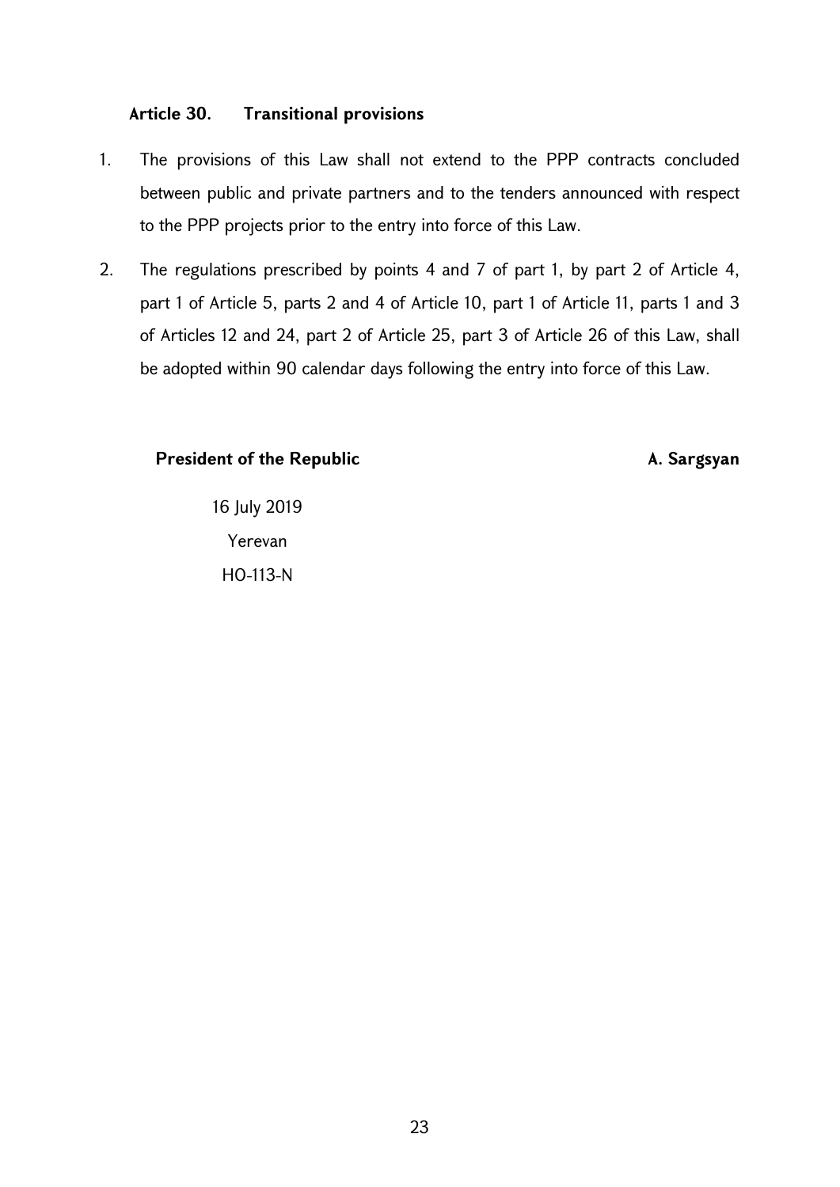### Article 30. Transitional provisions

1. The provisions of this Law shall not extend to the PPP contracts concluded between public and private partners and to the tenders announced with respect to the PPP projects prior to the entry into force of this Law.
2. The regulations prescribed by points 4 and 7 of part 1, by part 2 of Article 4, part 1 of Article 5, parts 2 and 4 of Article 10, part 1 of Article 11, parts 1 and 3 of Articles 12 and 24, part 2 of Article 25, part 3 of Article 26 of this Law, shall be adopted within 90 calendar days following the entry into force of this Law.

**President of the Republic** **A. Sargsyan**

16 July 2019

Yerevan

HO-113-N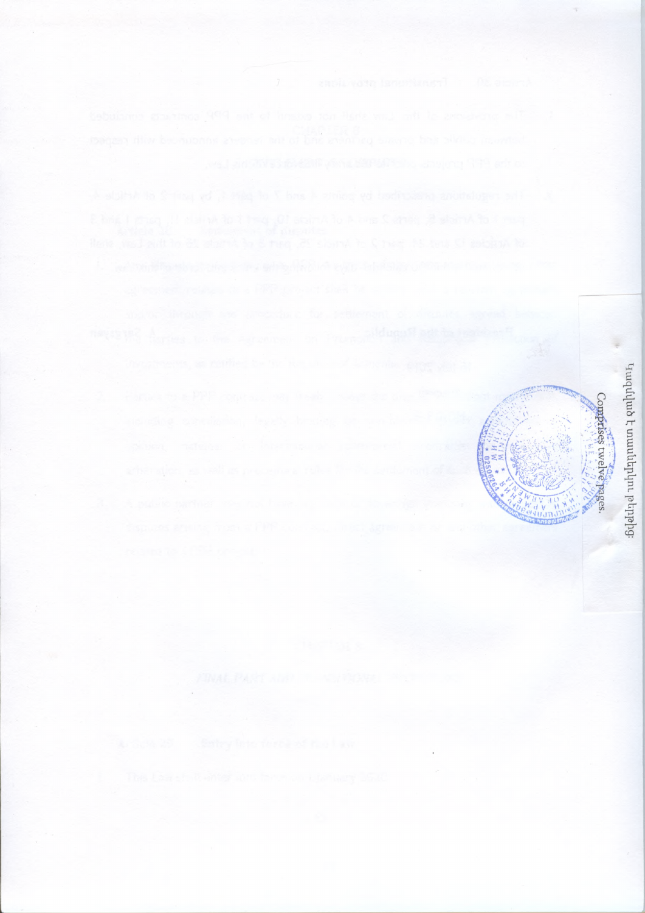Կազմված է տասներկու էջից:

Comprises twelve pages.